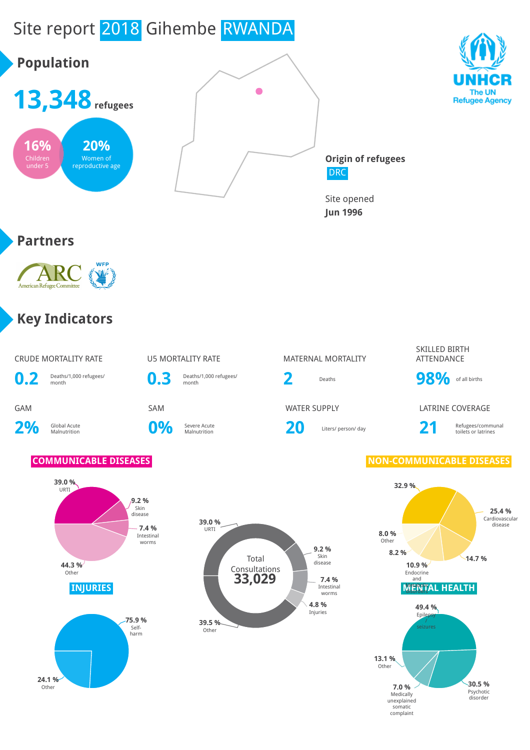# Site report 2018 Gihembe RWANDA

UNHCR
The UN Refugee Agency

## Population

**13,348** refugees

**16%** Children under 5

**20%** Women of reproductive age

**Origin of refugees**
DRC

Site opened
**Jun 1996**

## Partners

American Refugee Committee (ARC)
WFP

## Key Indicators

| Indicator | Value | Unit |
| --- | --- | --- |
| CRUDE MORTALITY RATE | 0.2 | Deaths/1,000 refugees/month |
| U5 MORTALITY RATE | 0.3 | Deaths/1,000 refugees/month |
| MATERNAL MORTALITY | 2 | Deaths |
| SKILLED BIRTH ATTENDANCE | 98% | of all births |
| GAM | 2% | Global Acute Malnutrition |
| SAM | 0% | Severe Acute Malnutrition |
| WATER SUPPLY | 20 | Liters/ person/ day |
| LATRINE COVERAGE | 21 | Refugees/communal toilets or latrines |

### COMMUNICABLE DISEASES

- 39.0 % URTI
- 9.2 % Skin disease
- 7.4 % Intestinal worms
- 44.3 % Other

### Total Consultations 33,029

- 39.0 % URTI
- 9.2 % Skin disease
- 7.4 % Intestinal worms
- 4.8 % Injuries
- 39.5 % Other

### NON-COMMUNICABLE DISEASES

- 32.9 %
- 25.4 % Cardiovascular disease
- 14.7 %
- 10.9 % Endocrine and metabolic disorders
- 8.2 %
- 8.0 % Other

### INJURIES

- 75.9 % Self-harm
- 24.1 % Other

### MENTAL HEALTH

- 49.4 % Epilepsy / seizures
- 30.5 % Psychotic disorder
- 13.1 % Other
- 7.0 % Medically unexplained somatic complaint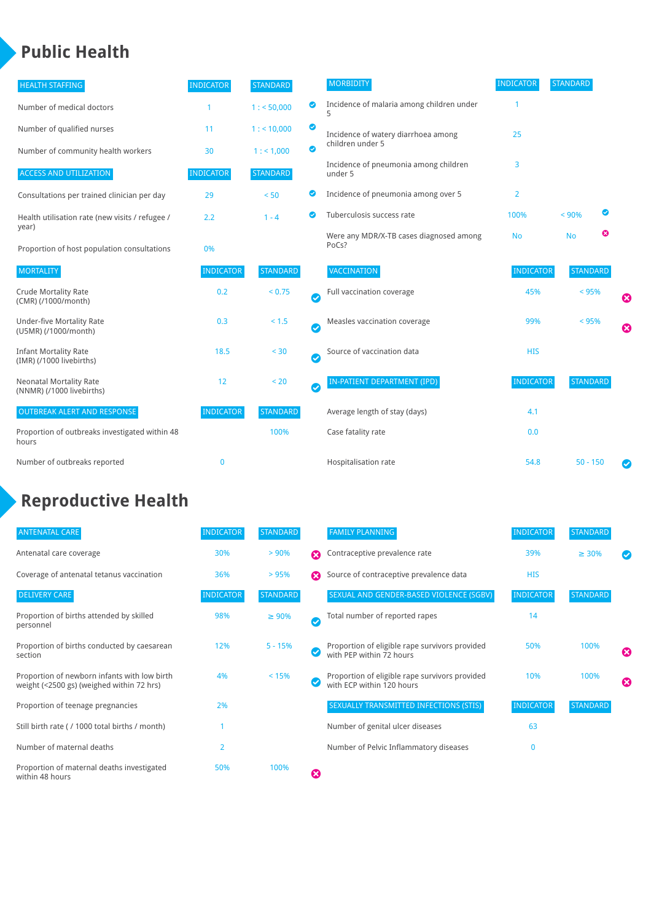# Public Health

| HEALTH STAFFING | INDICATOR | STANDARD | |
|---|---|---|---|
| Number of medical doctors | 1 | 1 : < 50,000 | ✔ |
| Number of qualified nurses | 11 | 1 : < 10,000 | ✔ |
| Number of community health workers | 30 | 1 : < 1,000 | ✔ |

| ACCESS AND UTILIZATION | INDICATOR | STANDARD | |
|---|---|---|---|
| Consultations per trained clinician per day | 29 | < 50 | ✔ |
| Health utilisation rate (new visits / refugee / year) | 2.2 | 1 - 4 | ✔ |
| Proportion of host population consultations | 0% | | |

| MORTALITY | INDICATOR | STANDARD | |
|---|---|---|---|
| Crude Mortality Rate (CMR) (/1000/month) | 0.2 | < 0.75 | ✔ |
| Under-five Mortality Rate (U5MR) (/1000/month) | 0.3 | < 1.5 | ✔ |
| Infant Mortality Rate (IMR) (/1000 livebirths) | 18.5 | < 30 | ✔ |
| Neonatal Mortality Rate (NNMR) (/1000 livebirths) | 12 | < 20 | ✔ |

| OUTBREAK ALERT AND RESPONSE | INDICATOR | STANDARD |
|---|---|---|
| Proportion of outbreaks investigated within 48 hours | | 100% |
| Number of outbreaks reported | 0 | |

| MORBIDITY | INDICATOR | STANDARD | |
|---|---|---|---|
| Incidence of malaria among children under 5 | 1 | | |
| Incidence of watery diarrhoea among children under 5 | 25 | | |
| Incidence of pneumonia among children under 5 | 3 | | |
| Incidence of pneumonia among over 5 | 2 | | |
| Tuberculosis success rate | 100% | < 90% | ✔ |
| Were any MDR/X-TB cases diagnosed among PoCs? | No | No | ✖ |

| VACCINATION | INDICATOR | STANDARD | |
|---|---|---|---|
| Full vaccination coverage | 45% | < 95% | ✖ |
| Measles vaccination coverage | 99% | < 95% | ✖ |
| Source of vaccination data | HIS | | |

| IN-PATIENT DEPARTMENT (IPD) | INDICATOR | STANDARD | |
|---|---|---|---|
| Average length of stay (days) | 4.1 | | |
| Case fatality rate | 0.0 | | |
| Hospitalisation rate | 54.8 | 50 - 150 | ✔ |

# Reproductive Health

| ANTENATAL CARE | INDICATOR | STANDARD | |
|---|---|---|---|
| Antenatal care coverage | 30% | > 90% | ✖ |
| Coverage of antenatal tetanus vaccination | 36% | > 95% | ✖ |

| DELIVERY CARE | INDICATOR | STANDARD | |
|---|---|---|---|
| Proportion of births attended by skilled personnel | 98% | ≥ 90% | ✔ |
| Proportion of births conducted by caesarean section | 12% | 5 - 15% | ✔ |
| Proportion of newborn infants with low birth weight (<2500 gs) (weighed within 72 hrs) | 4% | < 15% | ✔ |
| Proportion of teenage pregnancies | 2% | | |
| Still birth rate ( / 1000 total births / month) | 1 | | |
| Number of maternal deaths | 2 | | |
| Proportion of maternal deaths investigated within 48 hours | 50% | 100% | ✖ |

| FAMILY PLANNING | INDICATOR | STANDARD | |
|---|---|---|---|
| Contraceptive prevalence rate | 39% | ≥ 30% | ✔ |
| Source of contraceptive prevalence data | HIS | | |

| SEXUAL AND GENDER-BASED VIOLENCE (SGBV) | INDICATOR | STANDARD | |
|---|---|---|---|
| Total number of reported rapes | 14 | | |
| Proportion of eligible rape survivors provided with PEP within 72 hours | 50% | 100% | ✖ |
| Proportion of eligible rape survivors provided with ECP within 120 hours | 10% | 100% | ✖ |

| SEXUALLY TRANSMITTED INFECTIONS (STIS) | INDICATOR | STANDARD |
|---|---|---|
| Number of genital ulcer diseases | 63 | |
| Number of Pelvic Inflammatory diseases | 0 | |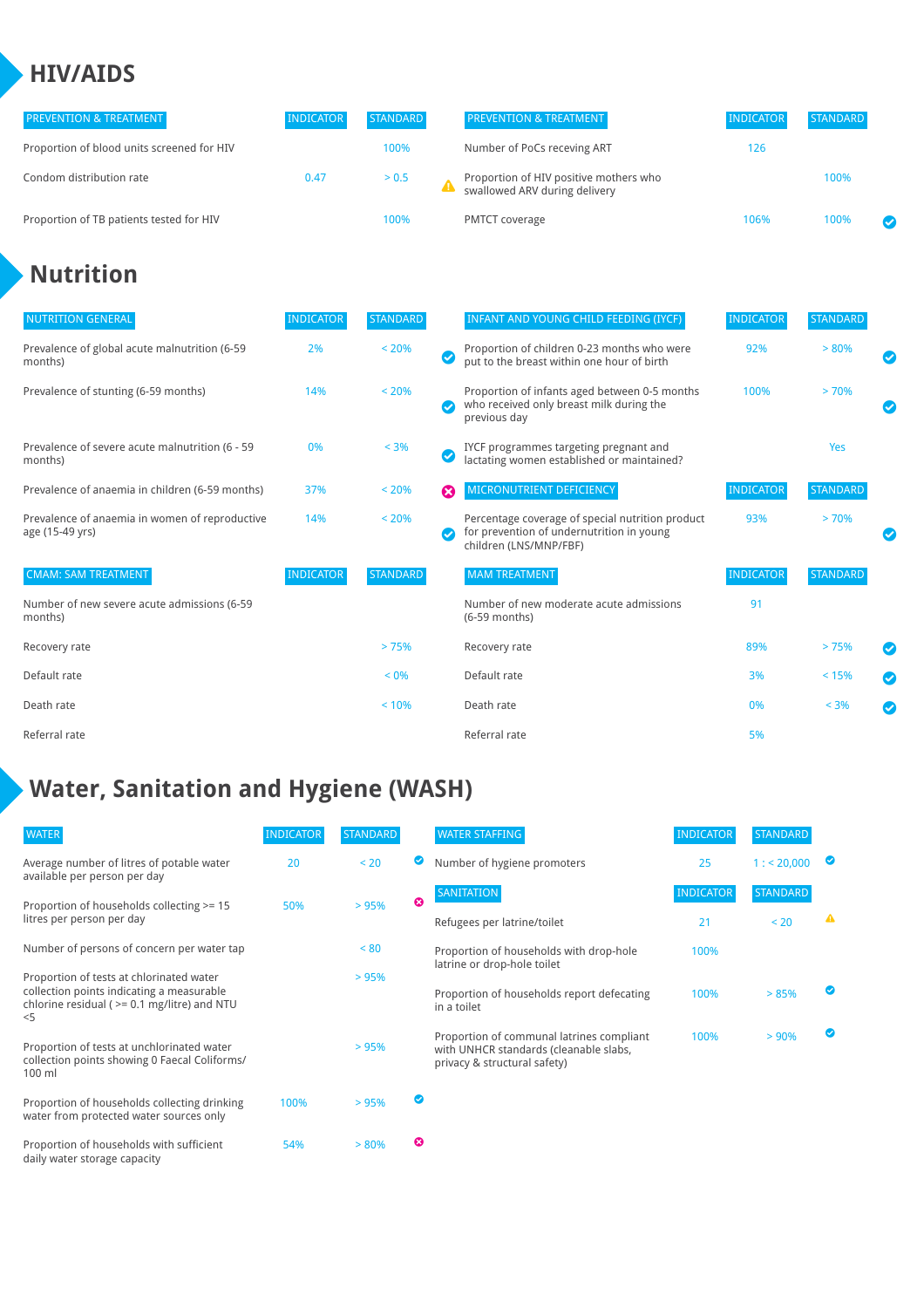# HIV/AIDS

| PREVENTION & TREATMENT | INDICATOR | STANDARD |
|---|---|---|
| Proportion of blood units screened for HIV | | 100% |
| Condom distribution rate | 0.47 | > 0.5 |
| Proportion of TB patients tested for HIV | | 100% |

| PREVENTION & TREATMENT | INDICATOR | STANDARD |
|---|---|---|
| Number of PoCs receving ART | 126 | |
| Proportion of HIV positive mothers who swallowed ARV during delivery | | 100% |
| PMTCT coverage | 106% | 100% |

# Nutrition

| NUTRITION GENERAL | INDICATOR | STANDARD |
|---|---|---|
| Prevalence of global acute malnutrition (6-59 months) | 2% | < 20% |
| Prevalence of stunting (6-59 months) | 14% | < 20% |
| Prevalence of severe acute malnutrition (6 - 59 months) | 0% | < 3% |
| Prevalence of anaemia in children (6-59 months) | 37% | < 20% |
| Prevalence of anaemia in women of reproductive age (15-49 yrs) | 14% | < 20% |

| INFANT AND YOUNG CHILD FEEDING (IYCF) | INDICATOR | STANDARD |
|---|---|---|
| Proportion of children 0-23 months who were put to the breast within one hour of birth | 92% | > 80% |
| Proportion of infants aged between 0-5 months who received only breast milk during the previous day | 100% | > 70% |
| IYCF programmes targeting pregnant and lactating women established or maintained? | | Yes |

| MICRONUTRIENT DEFICIENCY | INDICATOR | STANDARD |
|---|---|---|
| Percentage coverage of special nutrition product for prevention of undernutrition in young children (LNS/MNP/FBF) | 93% | > 70% |

| CMAM: SAM TREATMENT | INDICATOR | STANDARD |
|---|---|---|
| Number of new severe acute admissions (6-59 months) | | |
| Recovery rate | | > 75% |
| Default rate | | < 0% |
| Death rate | | < 10% |
| Referral rate | | |

| MAM TREATMENT | INDICATOR | STANDARD |
|---|---|---|
| Number of new moderate acute admissions (6-59 months) | 91 | |
| Recovery rate | 89% | > 75% |
| Default rate | 3% | < 15% |
| Death rate | 0% | < 3% |
| Referral rate | 5% | |

# Water, Sanitation and Hygiene (WASH)

| WATER | INDICATOR | STANDARD |
|---|---|---|
| Average number of litres of potable water available per person per day | 20 | < 20 |
| Proportion of households collecting >= 15 litres per person per day | 50% | > 95% |
| Number of persons of concern per water tap | | < 80 |
| Proportion of tests at chlorinated water collection points indicating a measurable chlorine residual ( >= 0.1 mg/litre) and NTU <5 | | > 95% |
| Proportion of tests at unchlorinated water collection points showing 0 Faecal Coliforms/ 100 ml | | > 95% |
| Proportion of households collecting drinking water from protected water sources only | 100% | > 95% |
| Proportion of households with sufficient daily water storage capacity | 54% | > 80% |

| WATER STAFFING | INDICATOR | STANDARD |
|---|---|---|
| Number of hygiene promoters | 25 | 1 : < 20,000 |

| SANITATION | INDICATOR | STANDARD |
|---|---|---|
| Refugees per latrine/toilet | 21 | < 20 |
| Proportion of households with drop-hole latrine or drop-hole toilet | 100% | |
| Proportion of households report defecating in a toilet | 100% | > 85% |
| Proportion of communal latrines compliant with UNHCR standards (cleanable slabs, privacy & structural safety) | 100% | > 90% |